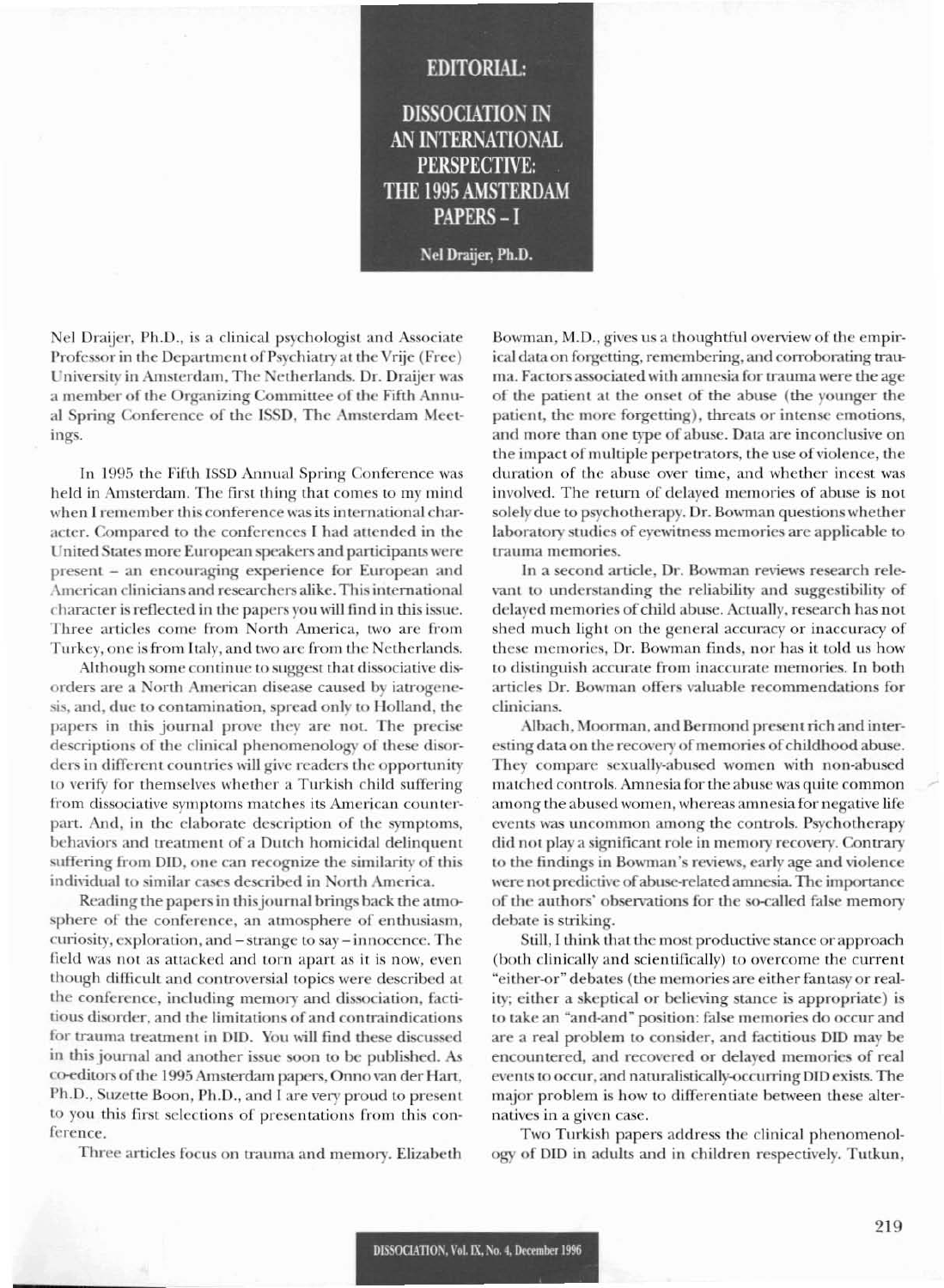# EDITORIAL:

# DISSOCIATION IN AN INTERNATIONAL PERSPECTIVE: THE 1995 AMSTERDAM PAPERS – I

**Nel Draijer, Ph.D.**

Nel Draijer, Ph.D., is a clinical psychologist and Associate Professor in the Department of Psychiatry at the Vrije (Free) University in Amsterdam, The Netherlands. Dr. Draijer was a member of the Organizing Committee of the Fifth Annual Spring Conference of the ISSD, The Amsterdam Meetings.

In 1995 the Fifth ISSD Annual Spring Conference was held in Amsterdam. The first thing that comes to my mind when I remember this conference was its international character. Compared to the conferences I had attended in the United States more European speakers and participants were present – an encouraging experience for European and American clinicians and researchers alike. This international character is reflected in the papers you will find in this issue. Three articles come from North America, two are from Turkey, one is from Italy, and two are from the Netherlands.

Although some continue to suggest that dissociative disorders are a North American disease caused by iatrogenesis, and, due to contamination, spread only to Holland, the papers in this journal prove they are not. The precise descriptions of the clinical phenomenology of these disorders in different countries will give readers the opportunity to verify for themselves whether a Turkish child suffering from dissociative symptoms matches its American counterpart. And, in the elaborate description of the symptoms, behaviors and treatment of a Dutch homicidal delinquent suffering from DID, one can recognize the similarity of this individual to similar cases described in North America.

Reading the papers in this journal brings back the atmosphere of the conference, an atmosphere of enthusiasm, curiosity, exploration, and – strange to say – innocence. The field was not as attacked and torn apart as it is now, even though difficult and controversial topics were described at the conference, including memory and dissociation, factitious disorder, and the limitations of and contraindications for trauma treatment in DID. You will find these discussed in this journal and another issue soon to be published. As co-editors of the 1995 Amsterdam papers, Onno van der Hart, Ph.D., Suzette Boon, Ph.D., and I are very proud to present to you this first selections of presentations from this conference.

Three articles focus on trauma and memory. Elizabeth Bowman, M.D., gives us a thoughtful overview of the empirical data on forgetting, remembering, and corroborating trauma. Factors associated with amnesia for trauma were the age of the patient at the onset of the abuse (the younger the patient, the more forgetting), threats or intense emotions, and more than one type of abuse. Data are inconclusive on the impact of multiple perpetrators, the use of violence, the duration of the abuse over time, and whether incest was involved. The return of delayed memories of abuse is not solely due to psychotherapy. Dr. Bowman questions whether laboratory studies of eyewitness memories are applicable to trauma memories.

In a second article, Dr. Bowman reviews research relevant to understanding the reliability and suggestibility of delayed memories of child abuse. Actually, research has not shed much light on the general accuracy or inaccuracy of these memories, Dr. Bowman finds, nor has it told us how to distinguish accurate from inaccurate memories. In both articles Dr. Bowman offers valuable recommendations for clinicians.

Albach, Moorman, and Bermond present rich and interesting data on the recovery of memories of childhood abuse. They compare sexually-abused women with non-abused matched controls. Amnesia for the abuse was quite common among the abused women, whereas amnesia for negative life events was uncommon among the controls. Psychotherapy did not play a significant role in memory recovery. Contrary to the findings in Bowman's reviews, early age and violence were not predictive of abuse-related amnesia. The importance of the authors' observations for the so-called false memory debate is striking.

Still, I think that the most productive stance or approach (both clinically and scientifically) to overcome the current "either-or" debates (the memories are either fantasy or reality; either a skeptical or believing stance is appropriate) is to take an "and-and" position: false memories do occur and are a real problem to consider, and factitious DID may be encountered, and recovered or delayed memories of real events to occur, and naturalistically-occurring DID exists. The major problem is how to differentiate between these alternatives in a given case.

Two Turkish papers address the clinical phenomenology of DID in adults and in children respectively. Tutkun,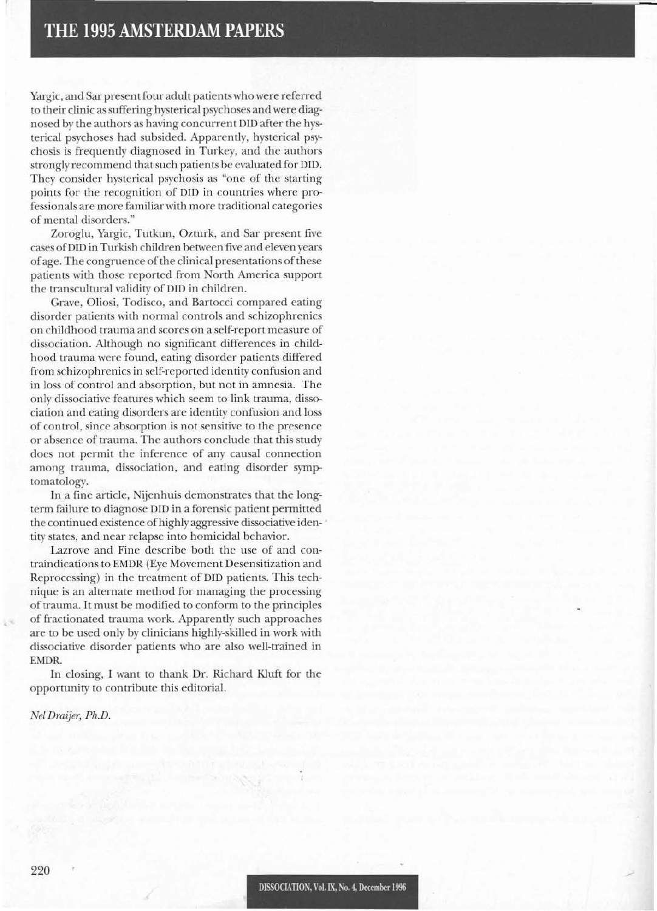Yargic, and Sar present four adult patients who were referred to their clinic as suffering hysterical psychoses and were diagnosed by the authors as having concurrent DID after the hysterical psychoses had subsided. Apparently, hysterical psychosis is frequently diagnosed in Turkey, and the authors strongly recommend that such patients be evaluated for DID. They consider hysterical psychosis as "one of the starting points for the recognition of DID in countries where professionals are more familiar with more traditional categories of mental disorders."

Zoroglu, Yargic, Tutkun, Ozturk, and Sar present five cases of DID in Turkish children between five and eleven years of age. The congruence of the clinical presentations of these patients with those reported from North America support the transcultural validity of DID in children.

Grave, Oliosi, Todisco, and Bartocci compared eating disorder patients with normal controls and schizophrenics on childhood trauma and scores on a self-report measure of dissociation. Although no significant differences in childhood trauma were found, eating disorder patients differed from schizophrenics in self-reported identity confusion and in loss of control and absorption, but not in amnesia. The only dissociative features which seem to link trauma, dissociation and eating disorders are identity confusion and loss of control, since absorption is not sensitive to the presence or absence of trauma. The authors conclude that this study does not permit the inference of any causal connection among trauma, dissociation, and eating disorder symptomatology.

In a fine article, Nijenhuis demonstrates that the long-term failure to diagnose DID in a forensic patient permitted the continued existence of highly aggressive dissociative identity states, and near relapse into homicidal behavior.

Lazrove and Fine describe both the use of and contraindications to EMDR (Eye Movement Desensitization and Reprocessing) in the treatment of DID patients. This technique is an alternate method for managing the processing of trauma. It must be modified to conform to the principles of fractionated trauma work. Apparently such approaches are to be used only by clinicians highly-skilled in work with dissociative disorder patients who are also well-trained in EMDR.

In closing, I want to thank Dr. Richard Kluft for the opportunity to contribute this editorial.

*Nel Draijer, Ph.D.*